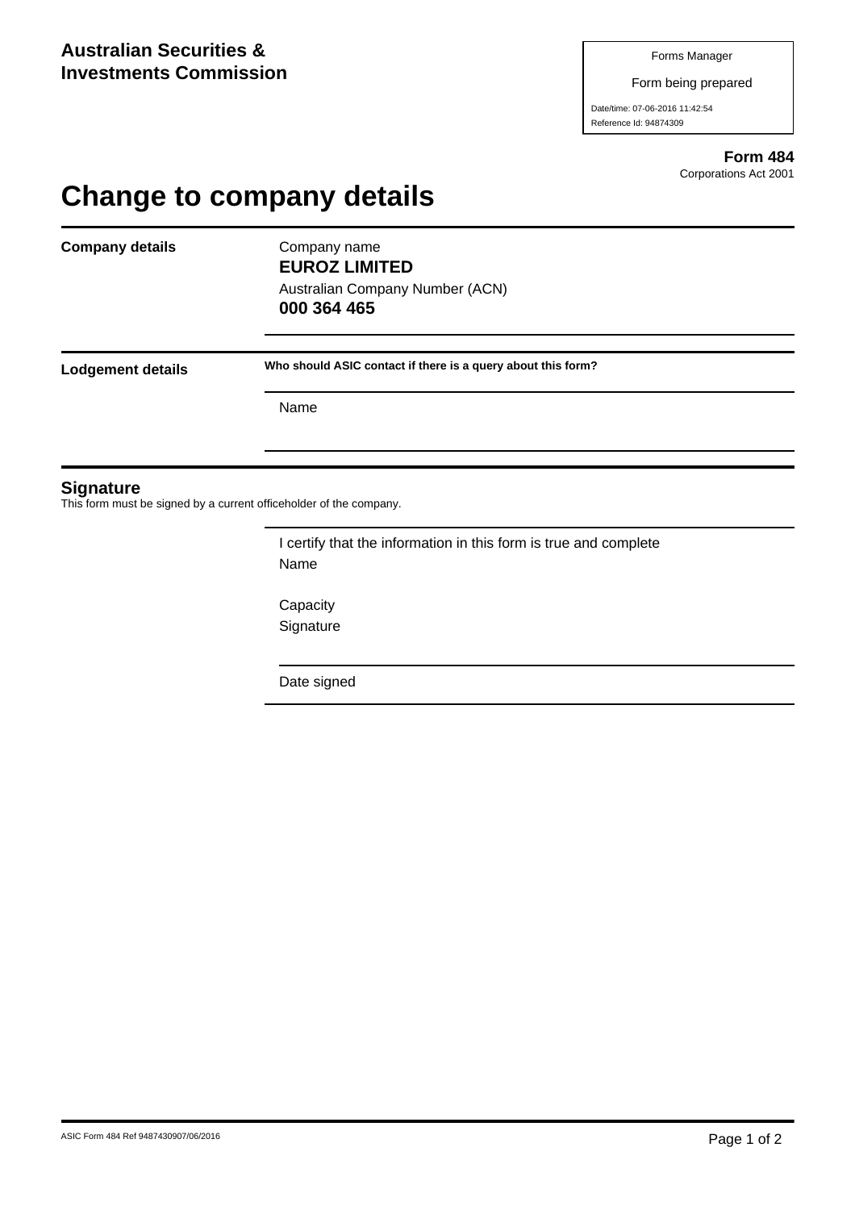**Australian Securities & Investments Commission**

Forms Manager

Form being prepared

Date/time: 07-06-2016 11:42:54

Reference Id: 94874309

**Form 484**

Corporations Act 2001

# Change to company details

**Company details**

Company name

**EUROZ LIMITED**

Australian Company Number (ACN)

**000 364 465**

**Lodgement details**

**Who should ASIC contact if there is a query about this form?**

Name

## Signature

This form must be signed by a current officeholder of the company.

I certify that the information in this form is true and complete

Name

Capacity

Signature

Date signed

ASIC Form 484 Ref 9487430907/06/2016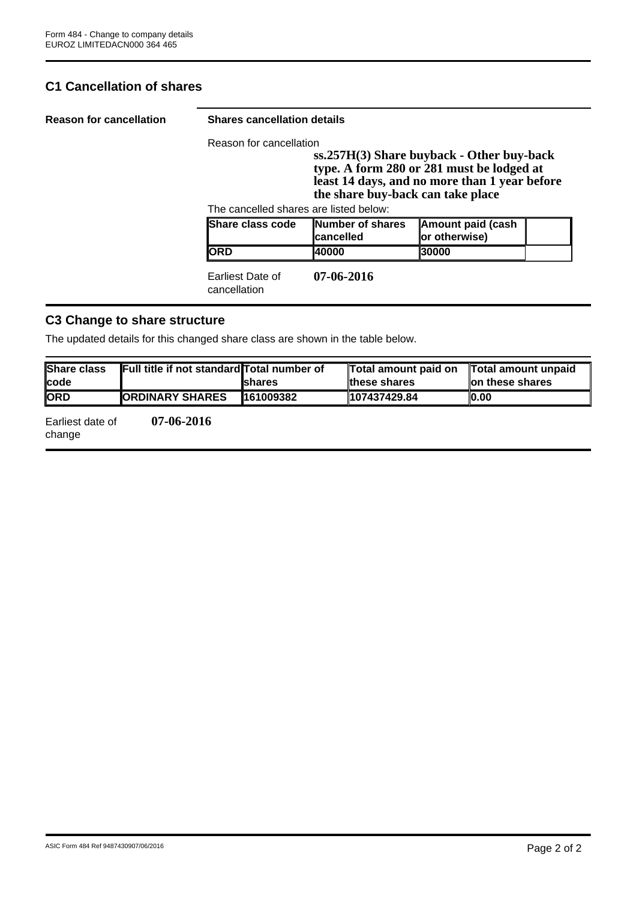## C1 Cancellation of shares

**Reason for cancellation**

**Shares cancellation details**

Reason for cancellation **ss.257H(3) Share buyback - Other buy-back type. A form 280 or 281 must be lodged at least 14 days, and no more than 1 year before the share buy-back can take place**

The cancelled shares are listed below:

| Share class code | Number of shares cancelled | Amount paid (cash or otherwise) | |
|---|---|---|---|
| ORD | 40000 | 30000 | |

Earliest Date of cancellation **07-06-2016**

## C3 Change to share structure

The updated details for this changed share class are shown in the table below.

| Share class code | Full title if not standard | Total number of shares | Total amount paid on these shares | Total amount unpaid on these shares |
|---|---|---|---|---|
| ORD | ORDINARY SHARES | 161009382 | 107437429.84 | 0.00 |

Earliest date of change **07-06-2016**